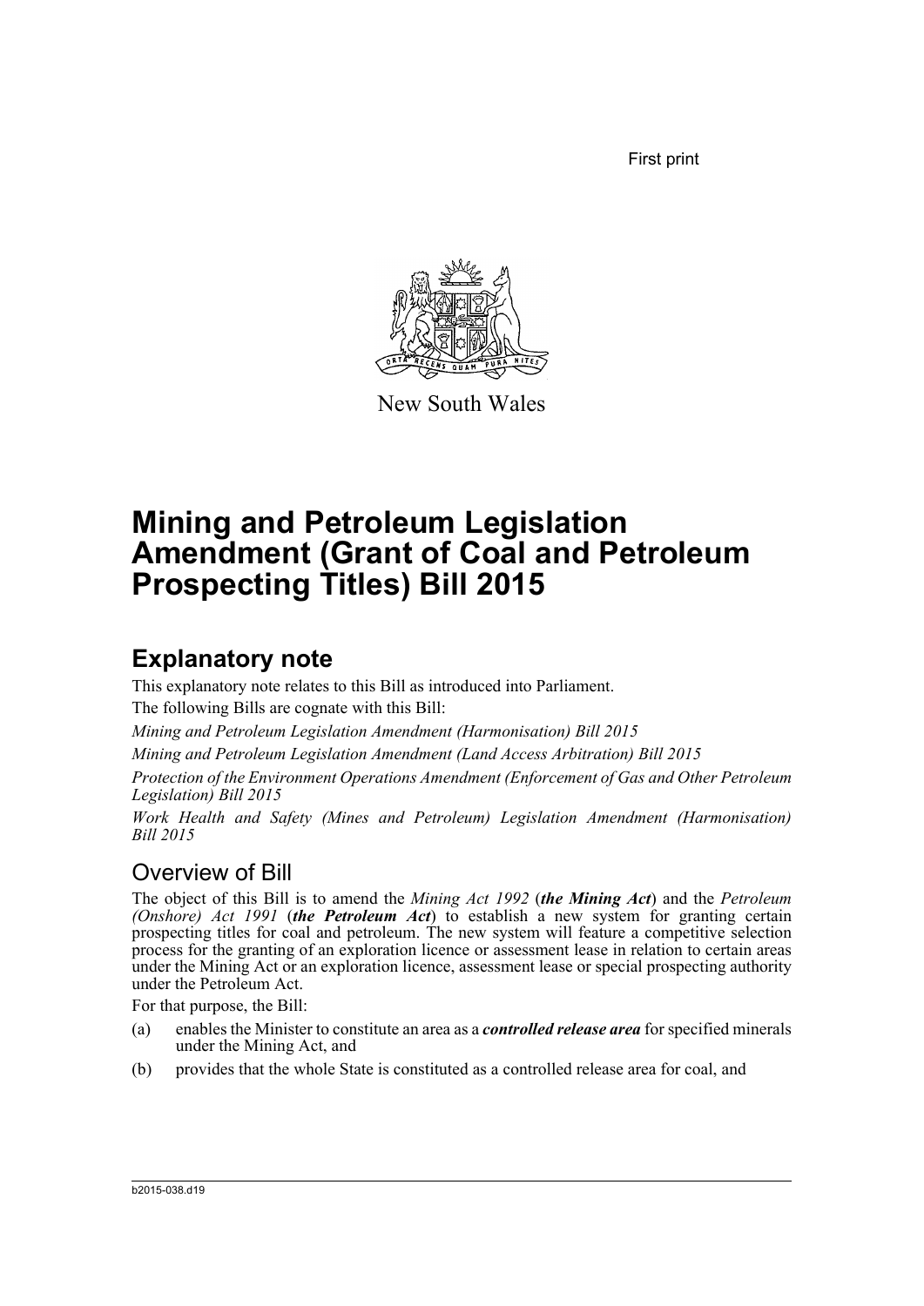First print

New South Wales

# Mining and Petroleum Legislation Amendment (Grant of Coal and Petroleum Prospecting Titles) Bill 2015

## Explanatory note

This explanatory note relates to this Bill as introduced into Parliament.

The following Bills are cognate with this Bill:

*Mining and Petroleum Legislation Amendment (Harmonisation) Bill 2015*

*Mining and Petroleum Legislation Amendment (Land Access Arbitration) Bill 2015*

*Protection of the Environment Operations Amendment (Enforcement of Gas and Other Petroleum Legislation) Bill 2015*

*Work Health and Safety (Mines and Petroleum) Legislation Amendment (Harmonisation) Bill 2015*

### Overview of Bill

The object of this Bill is to amend the *Mining Act 1992* (***the Mining Act***) and the *Petroleum (Onshore) Act 1991* (***the Petroleum Act***) to establish a new system for granting certain prospecting titles for coal and petroleum. The new system will feature a competitive selection process for the granting of an exploration licence or assessment lease in relation to certain areas under the Mining Act or an exploration licence, assessment lease or special prospecting authority under the Petroleum Act.

For that purpose, the Bill:

(a) enables the Minister to constitute an area as a ***controlled release area*** for specified minerals under the Mining Act, and

(b) provides that the whole State is constituted as a controlled release area for coal, and

b2015-038.d19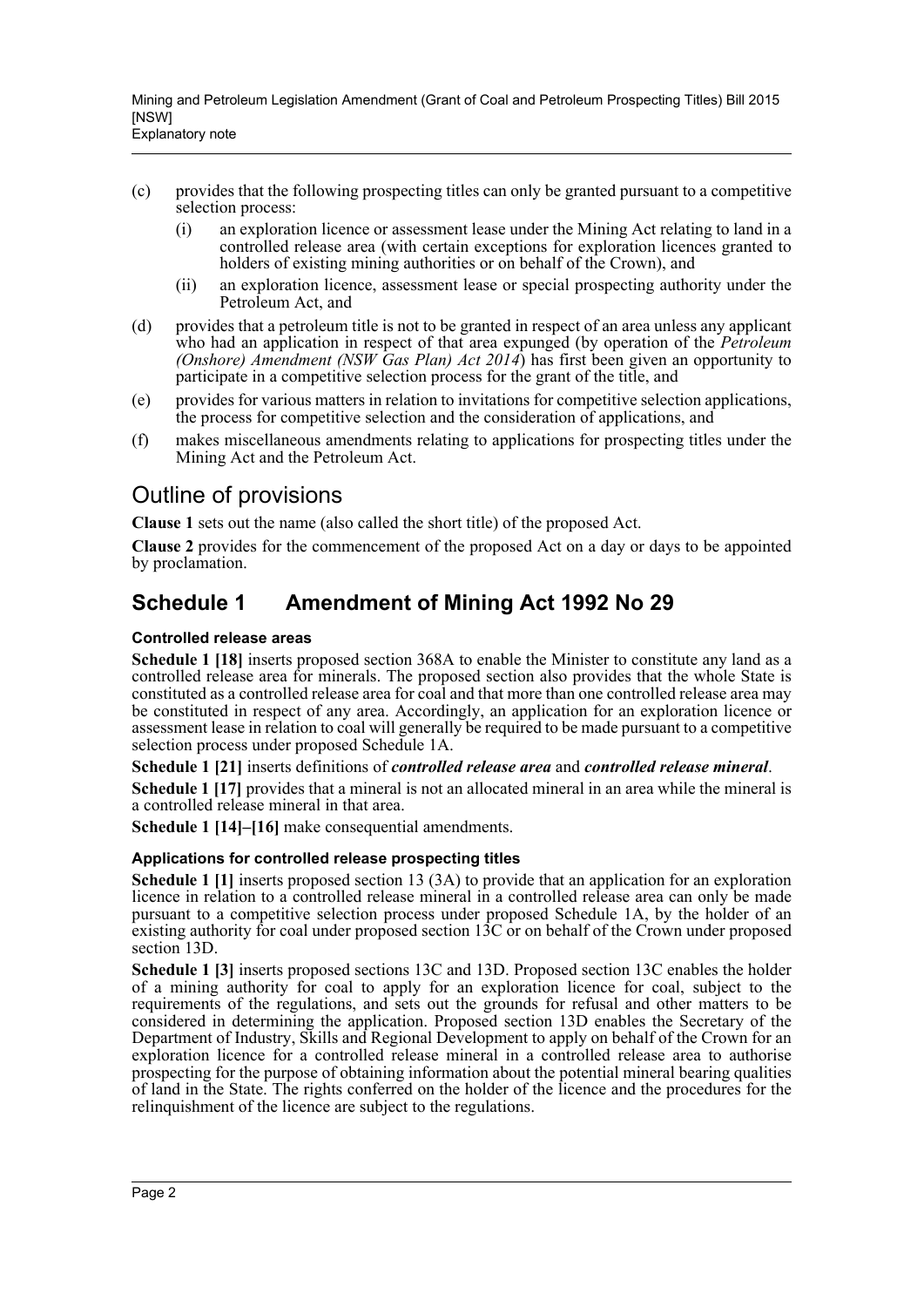(c) provides that the following prospecting titles can only be granted pursuant to a competitive selection process:

   (i) an exploration licence or assessment lease under the Mining Act relating to land in a controlled release area (with certain exceptions for exploration licences granted to holders of existing mining authorities or on behalf of the Crown), and

   (ii) an exploration licence, assessment lease or special prospecting authority under the Petroleum Act, and

(d) provides that a petroleum title is not to be granted in respect of an area unless any applicant who had an application in respect of that area expunged (by operation of the *Petroleum (Onshore) Amendment (NSW Gas Plan) Act 2014*) has first been given an opportunity to participate in a competitive selection process for the grant of the title, and

(e) provides for various matters in relation to invitations for competitive selection applications, the process for competitive selection and the consideration of applications, and

(f) makes miscellaneous amendments relating to applications for prospecting titles under the Mining Act and the Petroleum Act.

## Outline of provisions

**Clause 1** sets out the name (also called the short title) of the proposed Act.

**Clause 2** provides for the commencement of the proposed Act on a day or days to be appointed by proclamation.

## Schedule 1 Amendment of Mining Act 1992 No 29

### Controlled release areas

**Schedule 1 [18]** inserts proposed section 368A to enable the Minister to constitute any land as a controlled release area for minerals. The proposed section also provides that the whole State is constituted as a controlled release area for coal and that more than one controlled release area may be constituted in respect of any area. Accordingly, an application for an exploration licence or assessment lease in relation to coal will generally be required to be made pursuant to a competitive selection process under proposed Schedule 1A.

**Schedule 1 [21]** inserts definitions of ***controlled release area*** and ***controlled release mineral***.

**Schedule 1 [17]** provides that a mineral is not an allocated mineral in an area while the mineral is a controlled release mineral in that area.

**Schedule 1 [14]–[16]** make consequential amendments.

### Applications for controlled release prospecting titles

**Schedule 1 [1]** inserts proposed section 13 (3A) to provide that an application for an exploration licence in relation to a controlled release mineral in a controlled release area can only be made pursuant to a competitive selection process under proposed Schedule 1A, by the holder of an existing authority for coal under proposed section 13C or on behalf of the Crown under proposed section 13D.

**Schedule 1 [3]** inserts proposed sections 13C and 13D. Proposed section 13C enables the holder of a mining authority for coal to apply for an exploration licence for coal, subject to the requirements of the regulations, and sets out the grounds for refusal and other matters to be considered in determining the application. Proposed section 13D enables the Secretary of the Department of Industry, Skills and Regional Development to apply on behalf of the Crown for an exploration licence for a controlled release mineral in a controlled release area to authorise prospecting for the purpose of obtaining information about the potential mineral bearing qualities of land in the State. The rights conferred on the holder of the licence and the procedures for the relinquishment of the licence are subject to the regulations.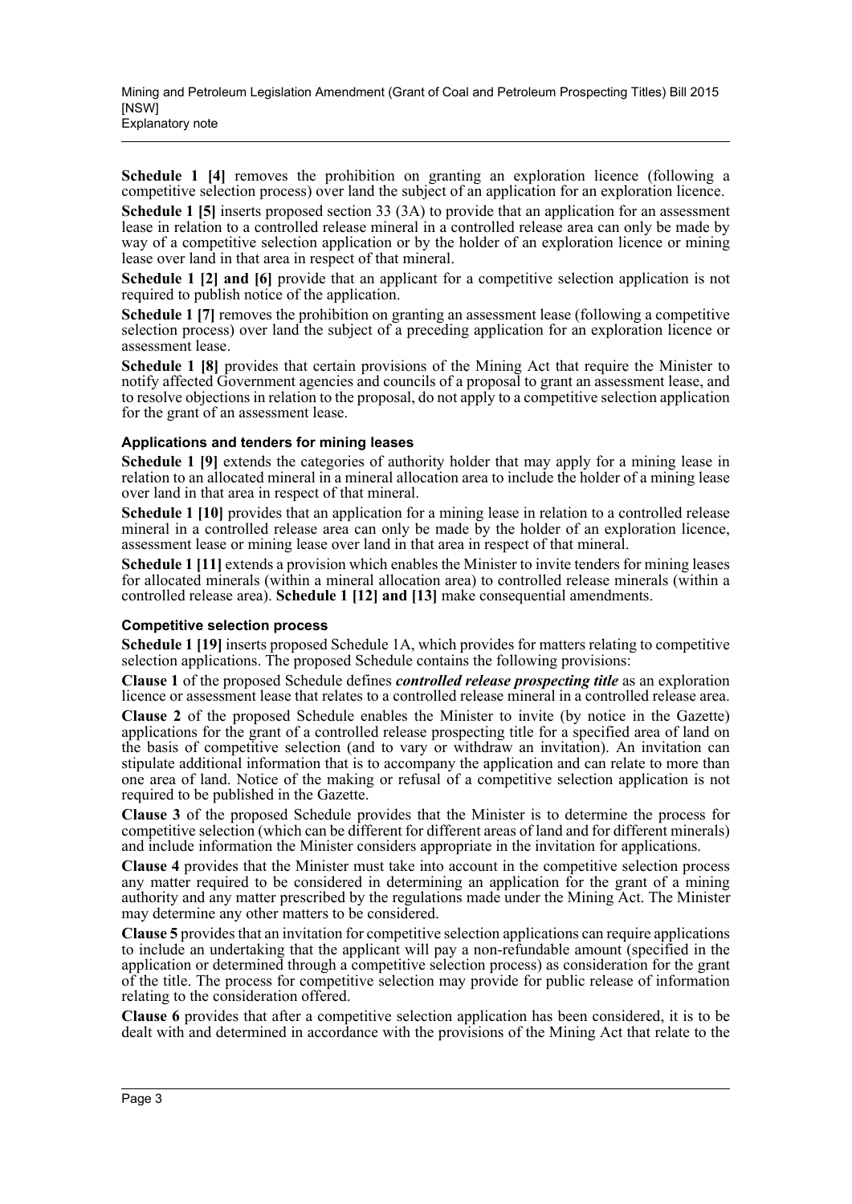**Schedule 1 [4]** removes the prohibition on granting an exploration licence (following a competitive selection process) over land the subject of an application for an exploration licence.

**Schedule 1 [5]** inserts proposed section 33 (3A) to provide that an application for an assessment lease in relation to a controlled release mineral in a controlled release area can only be made by way of a competitive selection application or by the holder of an exploration licence or mining lease over land in that area in respect of that mineral.

**Schedule 1 [2] and [6]** provide that an applicant for a competitive selection application is not required to publish notice of the application.

**Schedule 1 [7]** removes the prohibition on granting an assessment lease (following a competitive selection process) over land the subject of a preceding application for an exploration licence or assessment lease.

**Schedule 1 [8]** provides that certain provisions of the Mining Act that require the Minister to notify affected Government agencies and councils of a proposal to grant an assessment lease, and to resolve objections in relation to the proposal, do not apply to a competitive selection application for the grant of an assessment lease.

#### Applications and tenders for mining leases

**Schedule 1 [9]** extends the categories of authority holder that may apply for a mining lease in relation to an allocated mineral in a mineral allocation area to include the holder of a mining lease over land in that area in respect of that mineral.

**Schedule 1 [10]** provides that an application for a mining lease in relation to a controlled release mineral in a controlled release area can only be made by the holder of an exploration licence, assessment lease or mining lease over land in that area in respect of that mineral.

**Schedule 1 [11]** extends a provision which enables the Minister to invite tenders for mining leases for allocated minerals (within a mineral allocation area) to controlled release minerals (within a controlled release area). **Schedule 1 [12] and [13]** make consequential amendments.

#### Competitive selection process

**Schedule 1 [19]** inserts proposed Schedule 1A, which provides for matters relating to competitive selection applications. The proposed Schedule contains the following provisions:

**Clause 1** of the proposed Schedule defines ***controlled release prospecting title*** as an exploration licence or assessment lease that relates to a controlled release mineral in a controlled release area.

**Clause 2** of the proposed Schedule enables the Minister to invite (by notice in the Gazette) applications for the grant of a controlled release prospecting title for a specified area of land on the basis of competitive selection (and to vary or withdraw an invitation). An invitation can stipulate additional information that is to accompany the application and can relate to more than one area of land. Notice of the making or refusal of a competitive selection application is not required to be published in the Gazette.

**Clause 3** of the proposed Schedule provides that the Minister is to determine the process for competitive selection (which can be different for different areas of land and for different minerals) and include information the Minister considers appropriate in the invitation for applications.

**Clause 4** provides that the Minister must take into account in the competitive selection process any matter required to be considered in determining an application for the grant of a mining authority and any matter prescribed by the regulations made under the Mining Act. The Minister may determine any other matters to be considered.

**Clause 5** provides that an invitation for competitive selection applications can require applications to include an undertaking that the applicant will pay a non-refundable amount (specified in the application or determined through a competitive selection process) as consideration for the grant of the title. The process for competitive selection may provide for public release of information relating to the consideration offered.

**Clause 6** provides that after a competitive selection application has been considered, it is to be dealt with and determined in accordance with the provisions of the Mining Act that relate to the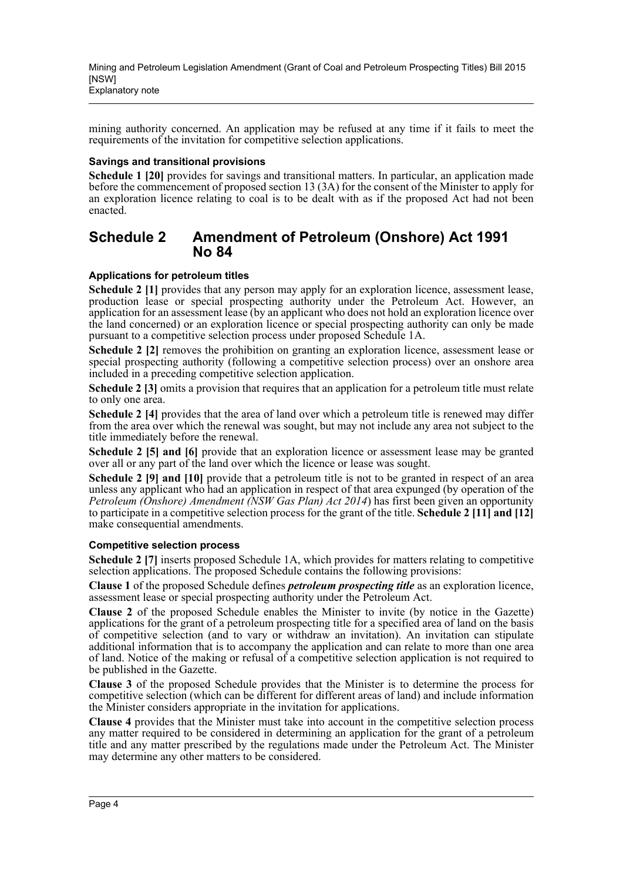mining authority concerned. An application may be refused at any time if it fails to meet the requirements of the invitation for competitive selection applications.

#### Savings and transitional provisions

**Schedule 1 [20]** provides for savings and transitional matters. In particular, an application made before the commencement of proposed section 13 (3A) for the consent of the Minister to apply for an exploration licence relating to coal is to be dealt with as if the proposed Act had not been enacted.

## Schedule 2 Amendment of Petroleum (Onshore) Act 1991 No 84

#### Applications for petroleum titles

**Schedule 2 [1]** provides that any person may apply for an exploration licence, assessment lease, production lease or special prospecting authority under the Petroleum Act. However, an application for an assessment lease (by an applicant who does not hold an exploration licence over the land concerned) or an exploration licence or special prospecting authority can only be made pursuant to a competitive selection process under proposed Schedule 1A.

**Schedule 2 [2]** removes the prohibition on granting an exploration licence, assessment lease or special prospecting authority (following a competitive selection process) over an onshore area included in a preceding competitive selection application.

**Schedule 2 [3]** omits a provision that requires that an application for a petroleum title must relate to only one area.

**Schedule 2 [4]** provides that the area of land over which a petroleum title is renewed may differ from the area over which the renewal was sought, but may not include any area not subject to the title immediately before the renewal.

**Schedule 2 [5] and [6]** provide that an exploration licence or assessment lease may be granted over all or any part of the land over which the licence or lease was sought.

**Schedule 2 [9] and [10]** provide that a petroleum title is not to be granted in respect of an area unless any applicant who had an application in respect of that area expunged (by operation of the *Petroleum (Onshore) Amendment (NSW Gas Plan) Act 2014*) has first been given an opportunity to participate in a competitive selection process for the grant of the title. **Schedule 2 [11] and [12]** make consequential amendments.

#### Competitive selection process

**Schedule 2 [7]** inserts proposed Schedule 1A, which provides for matters relating to competitive selection applications. The proposed Schedule contains the following provisions:

**Clause 1** of the proposed Schedule defines ***petroleum prospecting title*** as an exploration licence, assessment lease or special prospecting authority under the Petroleum Act.

**Clause 2** of the proposed Schedule enables the Minister to invite (by notice in the Gazette) applications for the grant of a petroleum prospecting title for a specified area of land on the basis of competitive selection (and to vary or withdraw an invitation). An invitation can stipulate additional information that is to accompany the application and can relate to more than one area of land. Notice of the making or refusal of a competitive selection application is not required to be published in the Gazette.

**Clause 3** of the proposed Schedule provides that the Minister is to determine the process for competitive selection (which can be different for different areas of land) and include information the Minister considers appropriate in the invitation for applications.

**Clause 4** provides that the Minister must take into account in the competitive selection process any matter required to be considered in determining an application for the grant of a petroleum title and any matter prescribed by the regulations made under the Petroleum Act. The Minister may determine any other matters to be considered.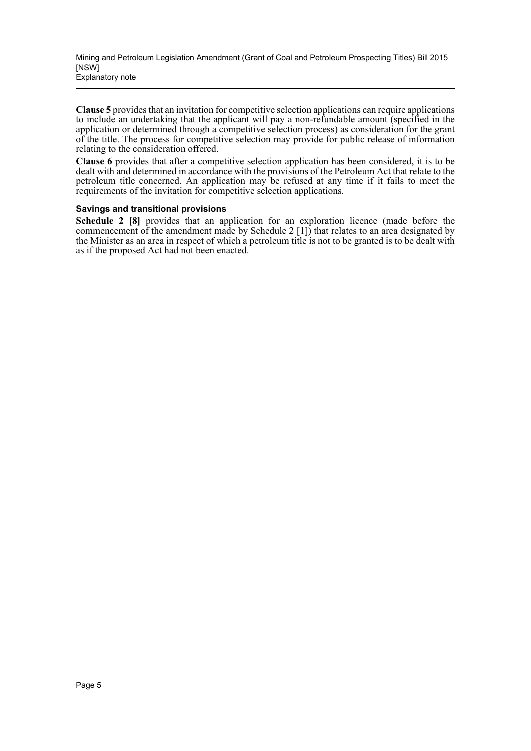**Clause 5** provides that an invitation for competitive selection applications can require applications to include an undertaking that the applicant will pay a non-refundable amount (specified in the application or determined through a competitive selection process) as consideration for the grant of the title. The process for competitive selection may provide for public release of information relating to the consideration offered.

**Clause 6** provides that after a competitive selection application has been considered, it is to be dealt with and determined in accordance with the provisions of the Petroleum Act that relate to the petroleum title concerned. An application may be refused at any time if it fails to meet the requirements of the invitation for competitive selection applications.

### Savings and transitional provisions

**Schedule 2 [8]** provides that an application for an exploration licence (made before the commencement of the amendment made by Schedule 2 [1]) that relates to an area designated by the Minister as an area in respect of which a petroleum title is not to be granted is to be dealt with as if the proposed Act had not been enacted.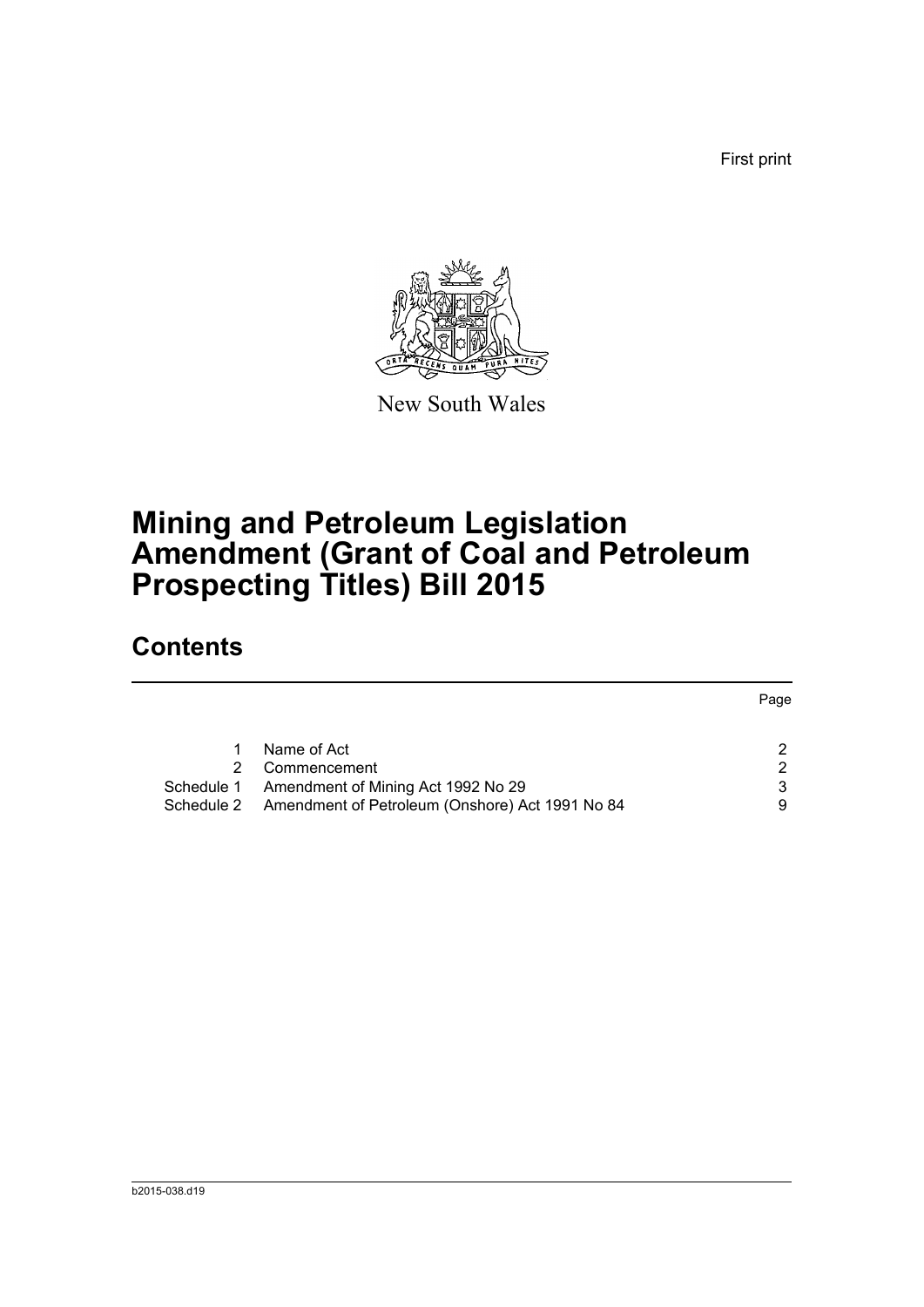First print

New South Wales

# Mining and Petroleum Legislation Amendment (Grant of Coal and Petroleum Prospecting Titles) Bill 2015

## Contents

| | | Page |
|---|---|---|
| 1 | Name of Act | 2 |
| 2 | Commencement | 2 |
| Schedule 1 | Amendment of Mining Act 1992 No 29 | 3 |
| Schedule 2 | Amendment of Petroleum (Onshore) Act 1991 No 84 | 9 |

b2015-038.d19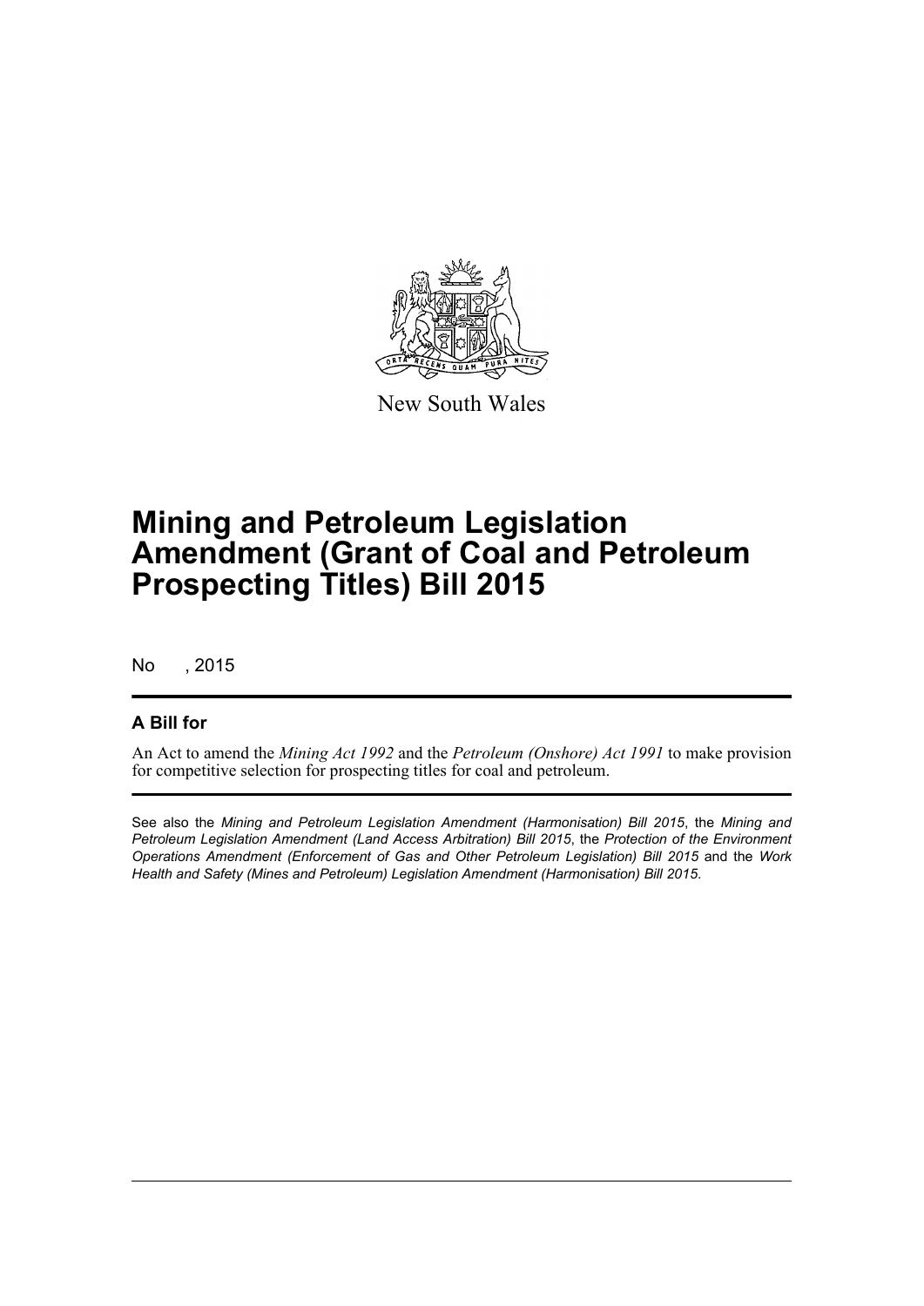New South Wales

# Mining and Petroleum Legislation Amendment (Grant of Coal and Petroleum Prospecting Titles) Bill 2015

No , 2015

## A Bill for

An Act to amend the *Mining Act 1992* and the *Petroleum (Onshore) Act 1991* to make provision for competitive selection for prospecting titles for coal and petroleum.

See also the *Mining and Petroleum Legislation Amendment (Harmonisation) Bill 2015*, the *Mining and Petroleum Legislation Amendment (Land Access Arbitration) Bill 2015*, the *Protection of the Environment Operations Amendment (Enforcement of Gas and Other Petroleum Legislation) Bill 2015* and the *Work Health and Safety (Mines and Petroleum) Legislation Amendment (Harmonisation) Bill 2015*.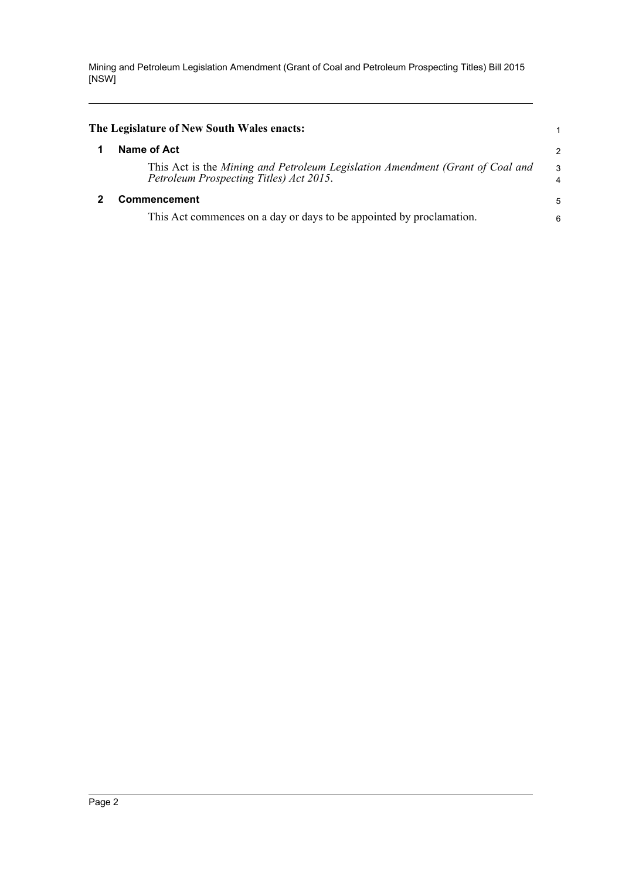**The Legislature of New South Wales enacts:**

## 1 Name of Act

This Act is the *Mining and Petroleum Legislation Amendment (Grant of Coal and Petroleum Prospecting Titles) Act 2015*.

## 2 Commencement

This Act commences on a day or days to be appointed by proclamation.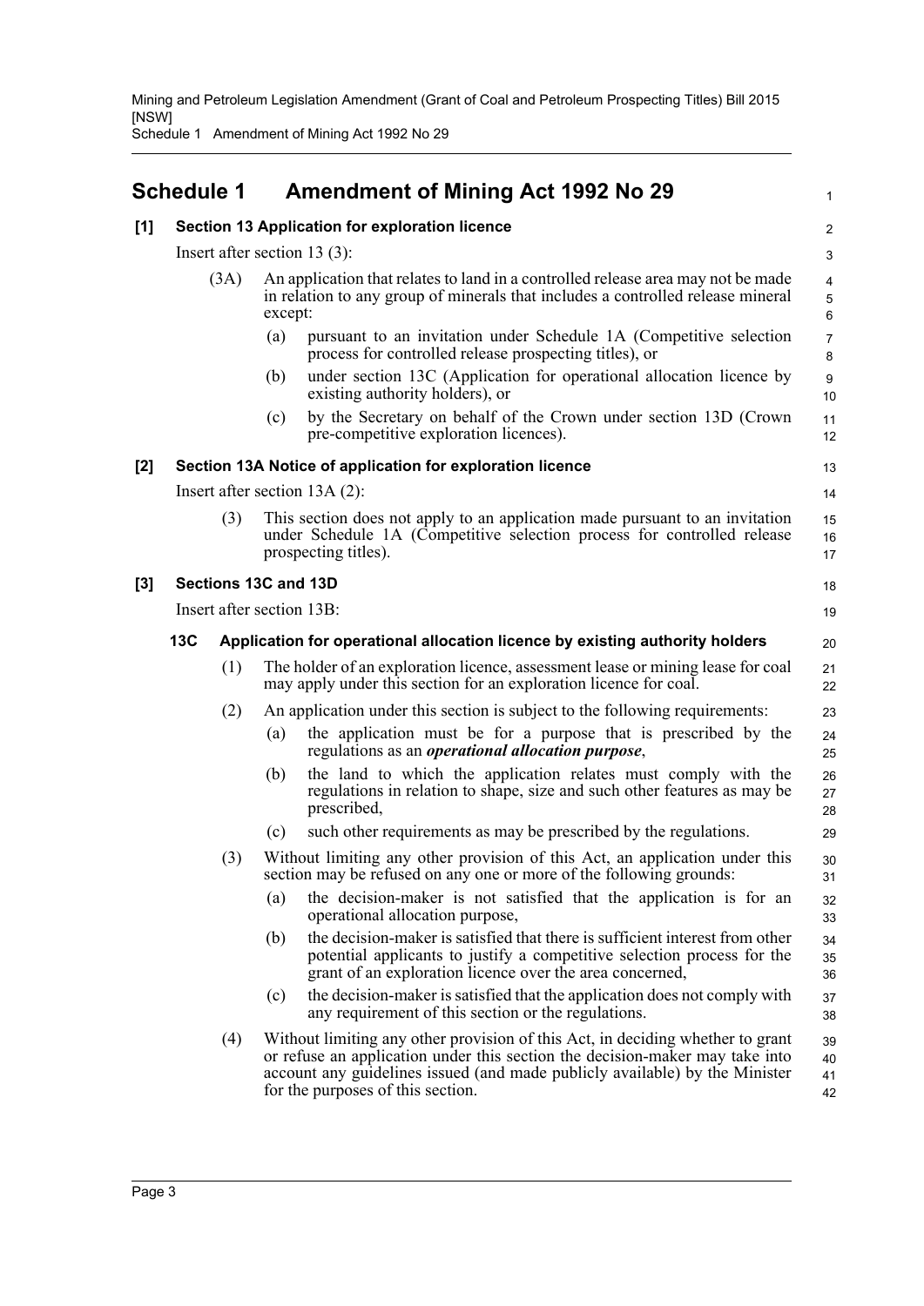# Schedule 1 Amendment of Mining Act 1992 No 29

**[1] Section 13 Application for exploration licence**

Insert after section 13 (3):

(3A) An application that relates to land in a controlled release area may not be made in relation to any group of minerals that includes a controlled release mineral except:

(a) pursuant to an invitation under Schedule 1A (Competitive selection process for controlled release prospecting titles), or

(b) under section 13C (Application for operational allocation licence by existing authority holders), or

(c) by the Secretary on behalf of the Crown under section 13D (Crown pre-competitive exploration licences).

**[2] Section 13A Notice of application for exploration licence**

Insert after section 13A (2):

(3) This section does not apply to an application made pursuant to an invitation under Schedule 1A (Competitive selection process for controlled release prospecting titles).

**[3] Sections 13C and 13D**

Insert after section 13B:

**13C Application for operational allocation licence by existing authority holders**

(1) The holder of an exploration licence, assessment lease or mining lease for coal may apply under this section for an exploration licence for coal.

(2) An application under this section is subject to the following requirements:

(a) the application must be for a purpose that is prescribed by the regulations as an ***operational allocation purpose***,

(b) the land to which the application relates must comply with the regulations in relation to shape, size and such other features as may be prescribed,

(c) such other requirements as may be prescribed by the regulations.

(3) Without limiting any other provision of this Act, an application under this section may be refused on any one or more of the following grounds:

(a) the decision-maker is not satisfied that the application is for an operational allocation purpose,

(b) the decision-maker is satisfied that there is sufficient interest from other potential applicants to justify a competitive selection process for the grant of an exploration licence over the area concerned,

(c) the decision-maker is satisfied that the application does not comply with any requirement of this section or the regulations.

(4) Without limiting any other provision of this Act, in deciding whether to grant or refuse an application under this section the decision-maker may take into account any guidelines issued (and made publicly available) by the Minister for the purposes of this section.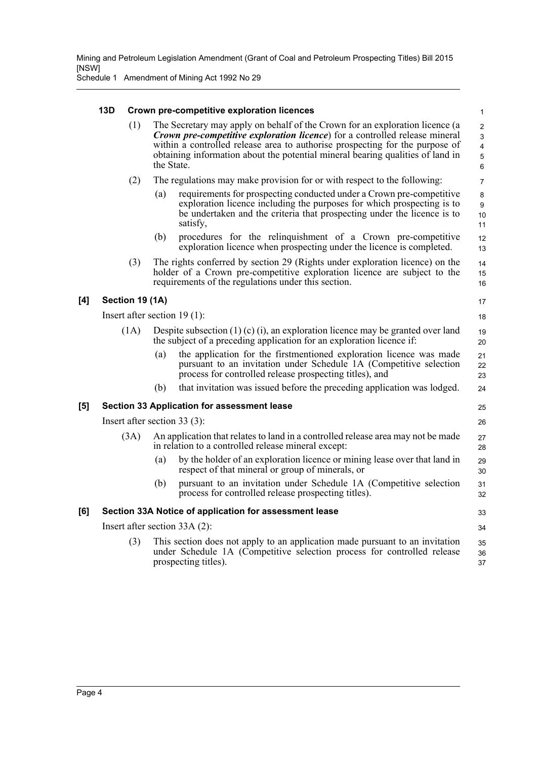#### 13D Crown pre-competitive exploration licences

(1) The Secretary may apply on behalf of the Crown for an exploration licence (a ***Crown pre-competitive exploration licence***) for a controlled release mineral within a controlled release area to authorise prospecting for the purpose of obtaining information about the potential mineral bearing qualities of land in the State.

(2) The regulations may make provision for or with respect to the following:

- (a) requirements for prospecting conducted under a Crown pre-competitive exploration licence including the purposes for which prospecting is to be undertaken and the criteria that prospecting under the licence is to satisfy,
- (b) procedures for the relinquishment of a Crown pre-competitive exploration licence when prospecting under the licence is completed.

(3) The rights conferred by section 29 (Rights under exploration licence) on the holder of a Crown pre-competitive exploration licence are subject to the requirements of the regulations under this section.

### [4] Section 19 (1A)

Insert after section 19 (1):

(1A) Despite subsection (1) (c) (i), an exploration licence may be granted over land the subject of a preceding application for an exploration licence if:

- (a) the application for the firstmentioned exploration licence was made pursuant to an invitation under Schedule 1A (Competitive selection process for controlled release prospecting titles), and
- (b) that invitation was issued before the preceding application was lodged.

### [5] Section 33 Application for assessment lease

Insert after section 33 (3):

(3A) An application that relates to land in a controlled release area may not be made in relation to a controlled release mineral except:

- (a) by the holder of an exploration licence or mining lease over that land in respect of that mineral or group of minerals, or
- (b) pursuant to an invitation under Schedule 1A (Competitive selection process for controlled release prospecting titles).

### [6] Section 33A Notice of application for assessment lease

Insert after section 33A (2):

(3) This section does not apply to an application made pursuant to an invitation under Schedule 1A (Competitive selection process for controlled release prospecting titles).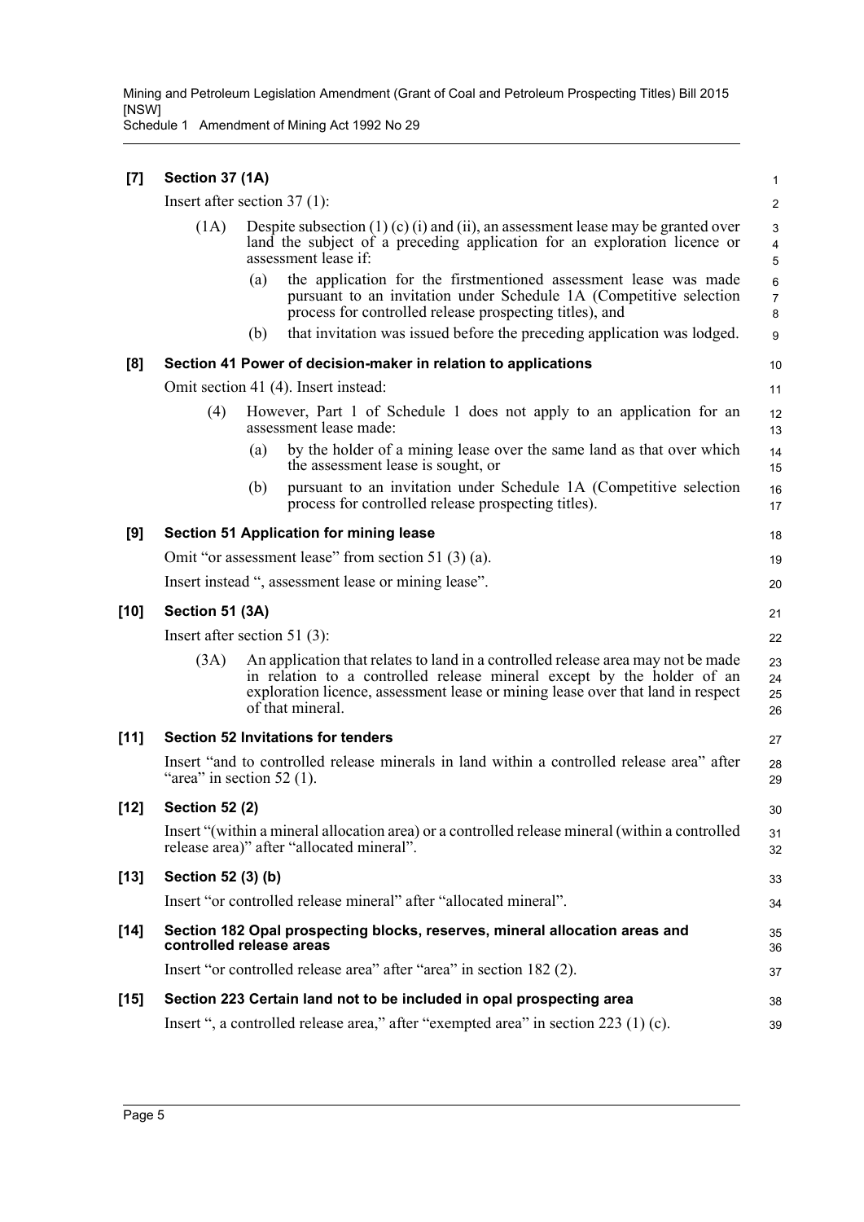**[7] Section 37 (1A)**

Insert after section 37 (1):

(1A) Despite subsection (1) (c) (i) and (ii), an assessment lease may be granted over land the subject of a preceding application for an exploration licence or assessment lease if:

(a) the application for the firstmentioned assessment lease was made pursuant to an invitation under Schedule 1A (Competitive selection process for controlled release prospecting titles), and

(b) that invitation was issued before the preceding application was lodged.

**[8] Section 41 Power of decision-maker in relation to applications**

Omit section 41 (4). Insert instead:

(4) However, Part 1 of Schedule 1 does not apply to an application for an assessment lease made:

(a) by the holder of a mining lease over the same land as that over which the assessment lease is sought, or

(b) pursuant to an invitation under Schedule 1A (Competitive selection process for controlled release prospecting titles).

**[9] Section 51 Application for mining lease**

Omit "or assessment lease" from section 51 (3) (a).

Insert instead ", assessment lease or mining lease".

**[10] Section 51 (3A)**

Insert after section 51 (3):

(3A) An application that relates to land in a controlled release area may not be made in relation to a controlled release mineral except by the holder of an exploration licence, assessment lease or mining lease over that land in respect of that mineral.

**[11] Section 52 Invitations for tenders**

Insert "and to controlled release minerals in land within a controlled release area" after "area" in section 52 (1).

**[12] Section 52 (2)**

Insert "(within a mineral allocation area) or a controlled release mineral (within a controlled release area)" after "allocated mineral".

**[13] Section 52 (3) (b)**

Insert "or controlled release mineral" after "allocated mineral".

**[14] Section 182 Opal prospecting blocks, reserves, mineral allocation areas and controlled release areas**

Insert "or controlled release area" after "area" in section 182 (2).

**[15] Section 223 Certain land not to be included in opal prospecting area**

Insert ", a controlled release area," after "exempted area" in section 223 (1) (c).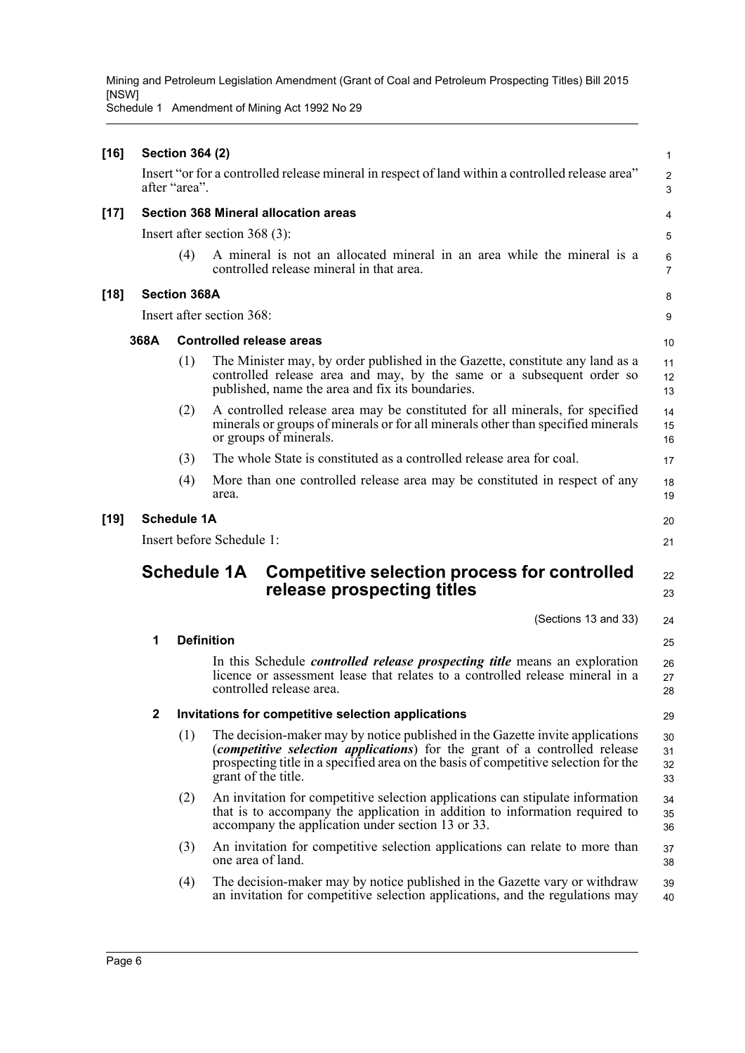**[16] Section 364 (2)**

Insert "or for a controlled release mineral in respect of land within a controlled release area" after "area".

**[17] Section 368 Mineral allocation areas**

Insert after section 368 (3):

(4) A mineral is not an allocated mineral in an area while the mineral is a controlled release mineral in that area.

**[18] Section 368A**

Insert after section 368:

**368A Controlled release areas**

(1) The Minister may, by order published in the Gazette, constitute any land as a controlled release area and may, by the same or a subsequent order so published, name the area and fix its boundaries.

(2) A controlled release area may be constituted for all minerals, for specified minerals or groups of minerals or for all minerals other than specified minerals or groups of minerals.

(3) The whole State is constituted as a controlled release area for coal.

(4) More than one controlled release area may be constituted in respect of any area.

**[19] Schedule 1A**

Insert before Schedule 1:

## Schedule 1A Competitive selection process for controlled release prospecting titles

(Sections 13 and 33)

**1 Definition**

In this Schedule ***controlled release prospecting title*** means an exploration licence or assessment lease that relates to a controlled release mineral in a controlled release area.

**2 Invitations for competitive selection applications**

(1) The decision-maker may by notice published in the Gazette invite applications (***competitive selection applications***) for the grant of a controlled release prospecting title in a specified area on the basis of competitive selection for the grant of the title.

(2) An invitation for competitive selection applications can stipulate information that is to accompany the application in addition to information required to accompany the application under section 13 or 33.

(3) An invitation for competitive selection applications can relate to more than one area of land.

(4) The decision-maker may by notice published in the Gazette vary or withdraw an invitation for competitive selection applications, and the regulations may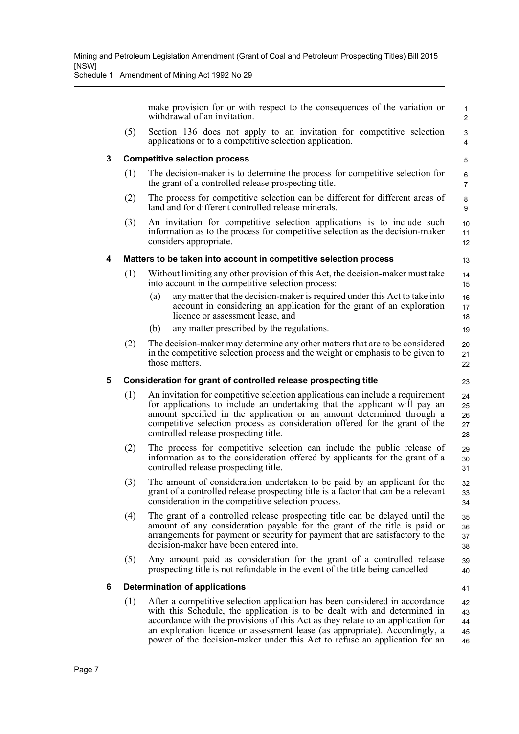make provision for or with respect to the consequences of the variation or withdrawal of an invitation.

(5) Section 136 does not apply to an invitation for competitive selection applications or to a competitive selection application.

### 3 Competitive selection process

(1) The decision-maker is to determine the process for competitive selection for the grant of a controlled release prospecting title.

(2) The process for competitive selection can be different for different areas of land and for different controlled release minerals.

(3) An invitation for competitive selection applications is to include such information as to the process for competitive selection as the decision-maker considers appropriate.

### 4 Matters to be taken into account in competitive selection process

(1) Without limiting any other provision of this Act, the decision-maker must take into account in the competitive selection process:

- (a) any matter that the decision-maker is required under this Act to take into account in considering an application for the grant of an exploration licence or assessment lease, and
- (b) any matter prescribed by the regulations.

(2) The decision-maker may determine any other matters that are to be considered in the competitive selection process and the weight or emphasis to be given to those matters.

### 5 Consideration for grant of controlled release prospecting title

(1) An invitation for competitive selection applications can include a requirement for applications to include an undertaking that the applicant will pay an amount specified in the application or an amount determined through a competitive selection process as consideration offered for the grant of the controlled release prospecting title.

(2) The process for competitive selection can include the public release of information as to the consideration offered by applicants for the grant of a controlled release prospecting title.

(3) The amount of consideration undertaken to be paid by an applicant for the grant of a controlled release prospecting title is a factor that can be a relevant consideration in the competitive selection process.

(4) The grant of a controlled release prospecting title can be delayed until the amount of any consideration payable for the grant of the title is paid or arrangements for payment or security for payment that are satisfactory to the decision-maker have been entered into.

(5) Any amount paid as consideration for the grant of a controlled release prospecting title is not refundable in the event of the title being cancelled.

### 6 Determination of applications

(1) After a competitive selection application has been considered in accordance with this Schedule, the application is to be dealt with and determined in accordance with the provisions of this Act as they relate to an application for an exploration licence or assessment lease (as appropriate). Accordingly, a power of the decision-maker under this Act to refuse an application for an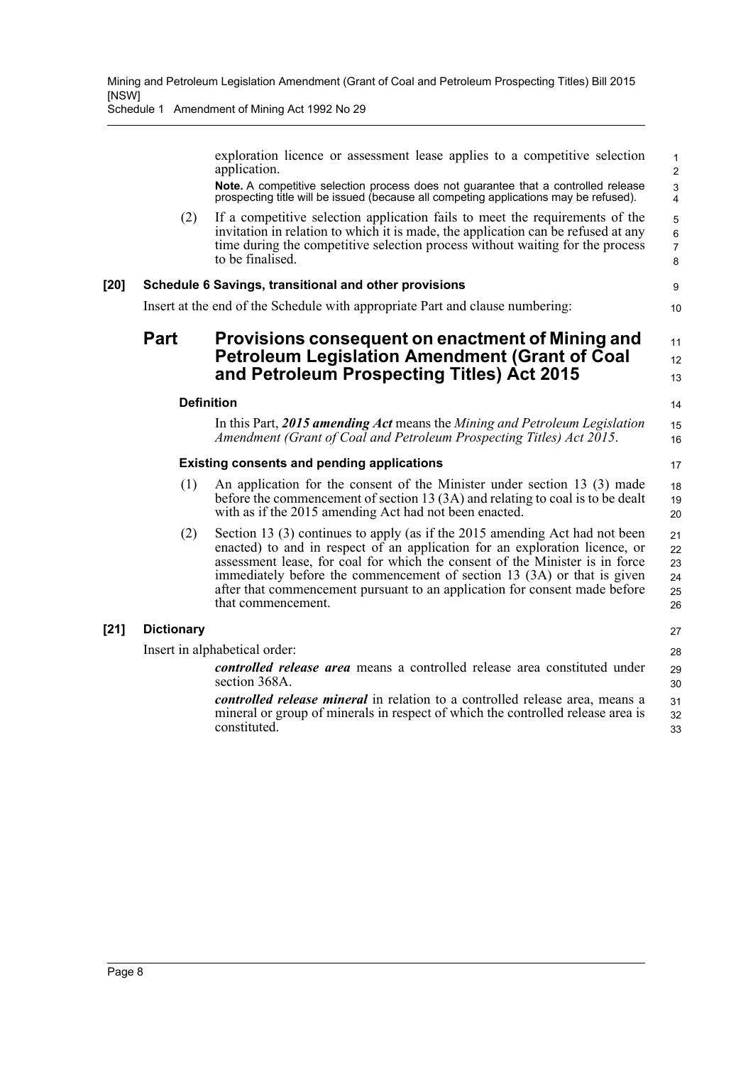exploration licence or assessment lease applies to a competitive selection application.

**Note.** A competitive selection process does not guarantee that a controlled release prospecting title will be issued (because all competing applications may be refused).

(2) If a competitive selection application fails to meet the requirements of the invitation in relation to which it is made, the application can be refused at any time during the competitive selection process without waiting for the process to be finalised.

**[20] Schedule 6 Savings, transitional and other provisions**

Insert at the end of the Schedule with appropriate Part and clause numbering:

## Part Provisions consequent on enactment of Mining and Petroleum Legislation Amendment (Grant of Coal and Petroleum Prospecting Titles) Act 2015

**Definition**

In this Part, ***2015 amending Act*** means the *Mining and Petroleum Legislation Amendment (Grant of Coal and Petroleum Prospecting Titles) Act 2015*.

**Existing consents and pending applications**

(1) An application for the consent of the Minister under section 13 (3) made before the commencement of section 13 (3A) and relating to coal is to be dealt with as if the 2015 amending Act had not been enacted.

(2) Section 13 (3) continues to apply (as if the 2015 amending Act had not been enacted) to and in respect of an application for an exploration licence, or assessment lease, for coal for which the consent of the Minister is in force immediately before the commencement of section 13 (3A) or that is given after that commencement pursuant to an application for consent made before that commencement.

**[21] Dictionary**

Insert in alphabetical order:

***controlled release area*** means a controlled release area constituted under section 368A.

***controlled release mineral*** in relation to a controlled release area, means a mineral or group of minerals in respect of which the controlled release area is constituted.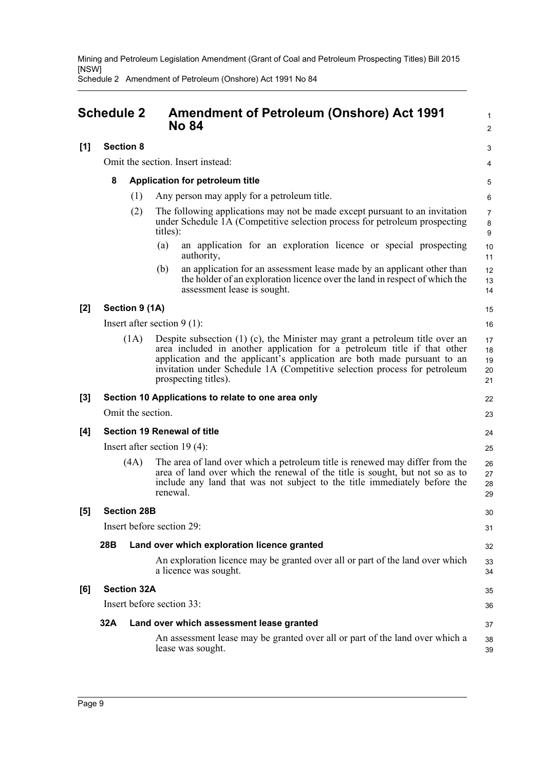# Schedule 2 Amendment of Petroleum (Onshore) Act 1991 No 84

**[1] Section 8**

Omit the section. Insert instead:

**8 Application for petroleum title**

(1) Any person may apply for a petroleum title.

(2) The following applications may not be made except pursuant to an invitation under Schedule 1A (Competitive selection process for petroleum prospecting titles):

(a) an application for an exploration licence or special prospecting authority,

(b) an application for an assessment lease made by an applicant other than the holder of an exploration licence over the land in respect of which the assessment lease is sought.

**[2] Section 9 (1A)**

Insert after section 9 (1):

(1A) Despite subsection (1) (c), the Minister may grant a petroleum title over an area included in another application for a petroleum title if that other application and the applicant's application are both made pursuant to an invitation under Schedule 1A (Competitive selection process for petroleum prospecting titles).

**[3] Section 10 Applications to relate to one area only**

Omit the section.

**[4] Section 19 Renewal of title**

Insert after section 19 (4):

(4A) The area of land over which a petroleum title is renewed may differ from the area of land over which the renewal of the title is sought, but not so as to include any land that was not subject to the title immediately before the renewal.

**[5] Section 28B**

Insert before section 29:

**28B Land over which exploration licence granted**

An exploration licence may be granted over all or part of the land over which a licence was sought.

**[6] Section 32A**

Insert before section 33:

**32A Land over which assessment lease granted**

An assessment lease may be granted over all or part of the land over which a lease was sought.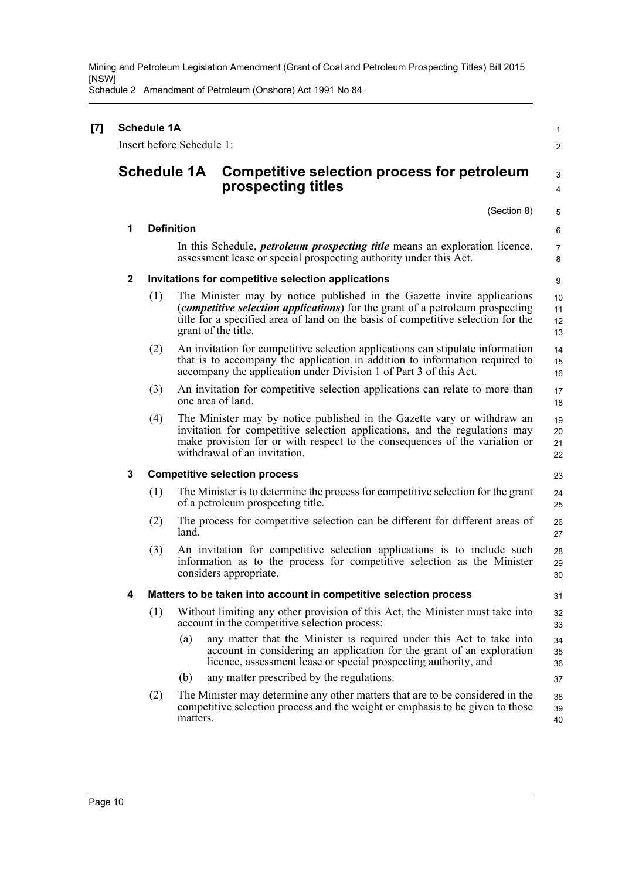**[7] Schedule 1A**

Insert before Schedule 1:

## Schedule 1A Competitive selection process for petroleum prospecting titles

(Section 8)

### 1 Definition

In this Schedule, ***petroleum prospecting title*** means an exploration licence, assessment lease or special prospecting authority under this Act.

### 2 Invitations for competitive selection applications

(1) The Minister may by notice published in the Gazette invite applications (***competitive selection applications***) for the grant of a petroleum prospecting title for a specified area of land on the basis of competitive selection for the grant of the title.

(2) An invitation for competitive selection applications can stipulate information that is to accompany the application in addition to information required to accompany the application under Division 1 of Part 3 of this Act.

(3) An invitation for competitive selection applications can relate to more than one area of land.

(4) The Minister may by notice published in the Gazette vary or withdraw an invitation for competitive selection applications, and the regulations may make provision for or with respect to the consequences of the variation or withdrawal of an invitation.

### 3 Competitive selection process

(1) The Minister is to determine the process for competitive selection for the grant of a petroleum prospecting title.

(2) The process for competitive selection can be different for different areas of land.

(3) An invitation for competitive selection applications is to include such information as to the process for competitive selection as the Minister considers appropriate.

### 4 Matters to be taken into account in competitive selection process

(1) Without limiting any other provision of this Act, the Minister must take into account in the competitive selection process:

- (a) any matter that the Minister is required under this Act to take into account in considering an application for the grant of an exploration licence, assessment lease or special prospecting authority, and
- (b) any matter prescribed by the regulations.

(2) The Minister may determine any other matters that are to be considered in the competitive selection process and the weight or emphasis to be given to those matters.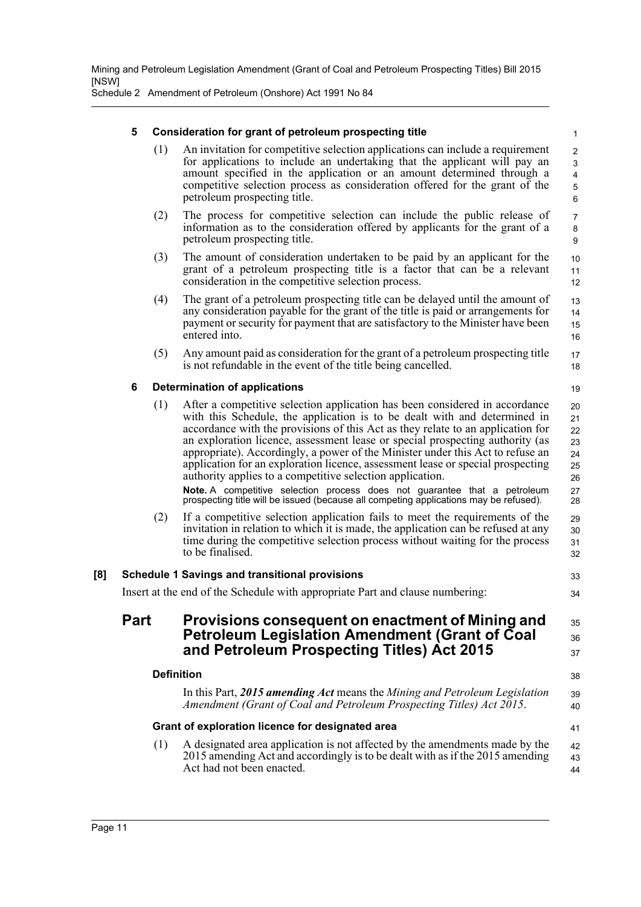#### 5 Consideration for grant of petroleum prospecting title

(1) An invitation for competitive selection applications can include a requirement for applications to include an undertaking that the applicant will pay an amount specified in the application or an amount determined through a competitive selection process as consideration offered for the grant of the petroleum prospecting title.

(2) The process for competitive selection can include the public release of information as to the consideration offered by applicants for the grant of a petroleum prospecting title.

(3) The amount of consideration undertaken to be paid by an applicant for the grant of a petroleum prospecting title is a factor that can be a relevant consideration in the competitive selection process.

(4) The grant of a petroleum prospecting title can be delayed until the amount of any consideration payable for the grant of the title is paid or arrangements for payment or security for payment that are satisfactory to the Minister have been entered into.

(5) Any amount paid as consideration for the grant of a petroleum prospecting title is not refundable in the event of the title being cancelled.

#### 6 Determination of applications

(1) After a competitive selection application has been considered in accordance with this Schedule, the application is to be dealt with and determined in accordance with the provisions of this Act as they relate to an application for an exploration licence, assessment lease or special prospecting authority (as appropriate). Accordingly, a power of the Minister under this Act to refuse an application for an exploration licence, assessment lease or special prospecting authority applies to a competitive selection application.

**Note.** A competitive selection process does not guarantee that a petroleum prospecting title will be issued (because all competing applications may be refused).

(2) If a competitive selection application fails to meet the requirements of the invitation in relation to which it is made, the application can be refused at any time during the competitive selection process without waiting for the process to be finalised.

#### [8] Schedule 1 Savings and transitional provisions

Insert at the end of the Schedule with appropriate Part and clause numbering:

## Part Provisions consequent on enactment of Mining and Petroleum Legislation Amendment (Grant of Coal and Petroleum Prospecting Titles) Act 2015

#### Definition

In this Part, ***2015 amending Act*** means the *Mining and Petroleum Legislation Amendment (Grant of Coal and Petroleum Prospecting Titles) Act 2015*.

#### Grant of exploration licence for designated area

(1) A designated area application is not affected by the amendments made by the 2015 amending Act and accordingly is to be dealt with as if the 2015 amending Act had not been enacted.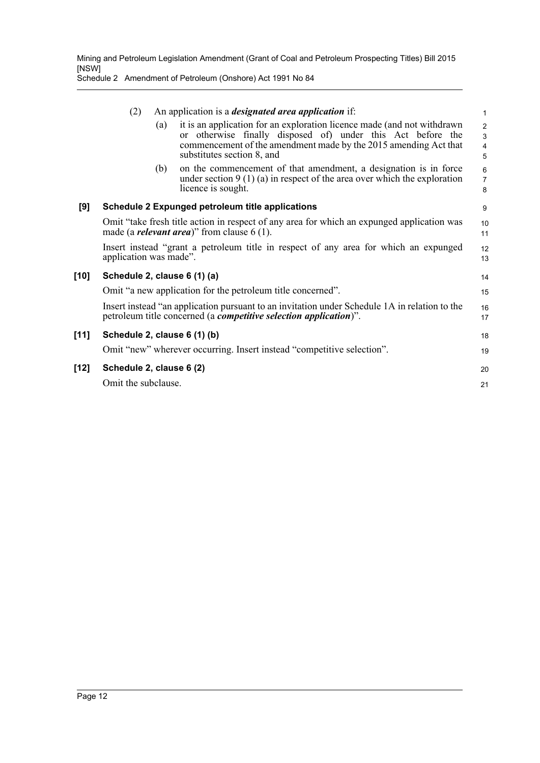(2) An application is a ***designated area application*** if:

(a) it is an application for an exploration licence made (and not withdrawn or otherwise finally disposed of) under this Act before the commencement of the amendment made by the 2015 amending Act that substitutes section 8, and

(b) on the commencement of that amendment, a designation is in force under section 9 (1) (a) in respect of the area over which the exploration licence is sought.

**[9] Schedule 2 Expunged petroleum title applications**

Omit "take fresh title action in respect of any area for which an expunged application was made (a ***relevant area***)" from clause 6 (1).

Insert instead "grant a petroleum title in respect of any area for which an expunged application was made".

**[10] Schedule 2, clause 6 (1) (a)**

Omit "a new application for the petroleum title concerned".

Insert instead "an application pursuant to an invitation under Schedule 1A in relation to the petroleum title concerned (a ***competitive selection application***)".

**[11] Schedule 2, clause 6 (1) (b)**

Omit "new" wherever occurring. Insert instead "competitive selection".

**[12] Schedule 2, clause 6 (2)**

Omit the subclause.